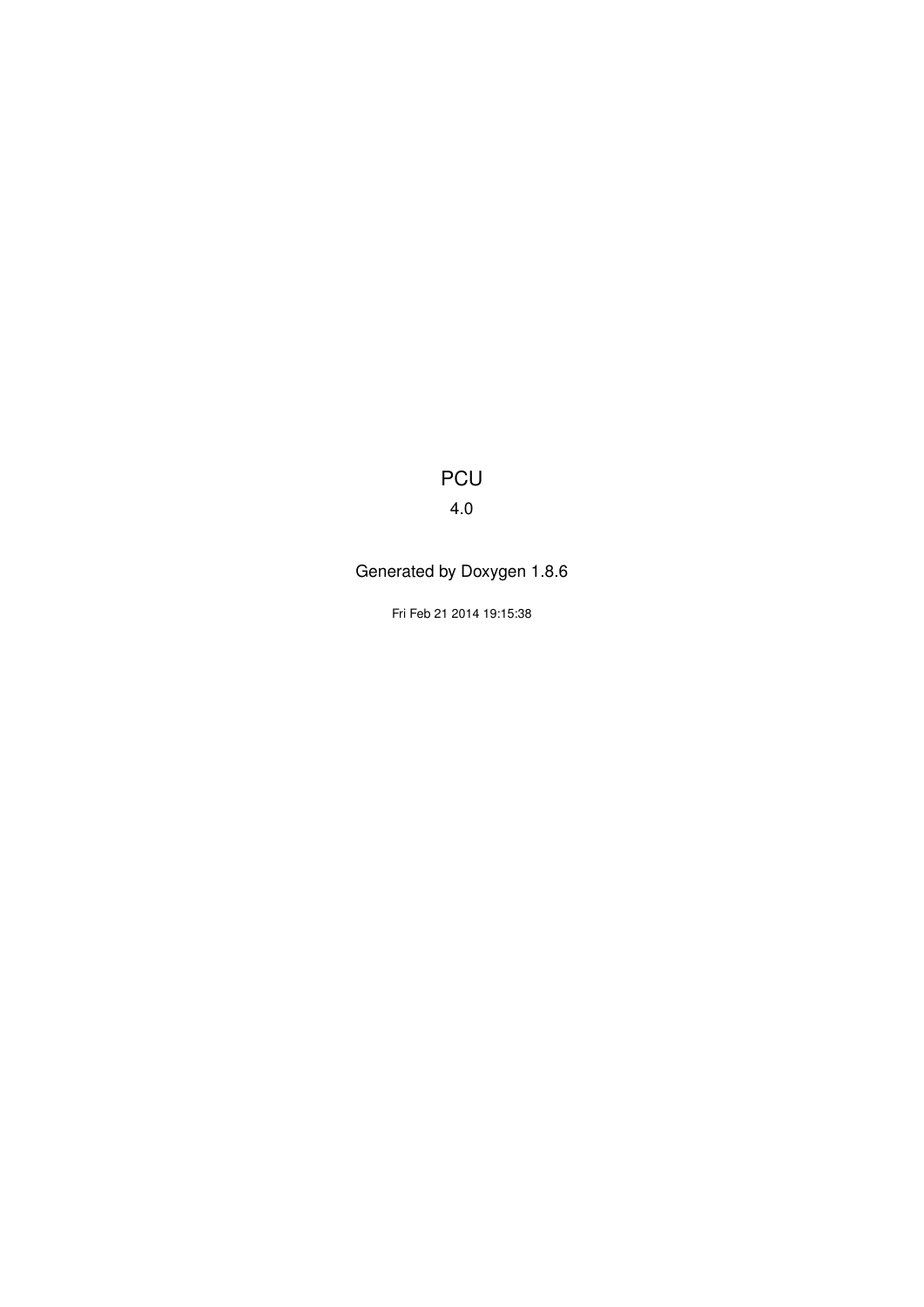# PCU

4.0

Generated by Doxygen 1.8.6

Fri Feb 21 2014 19:15:38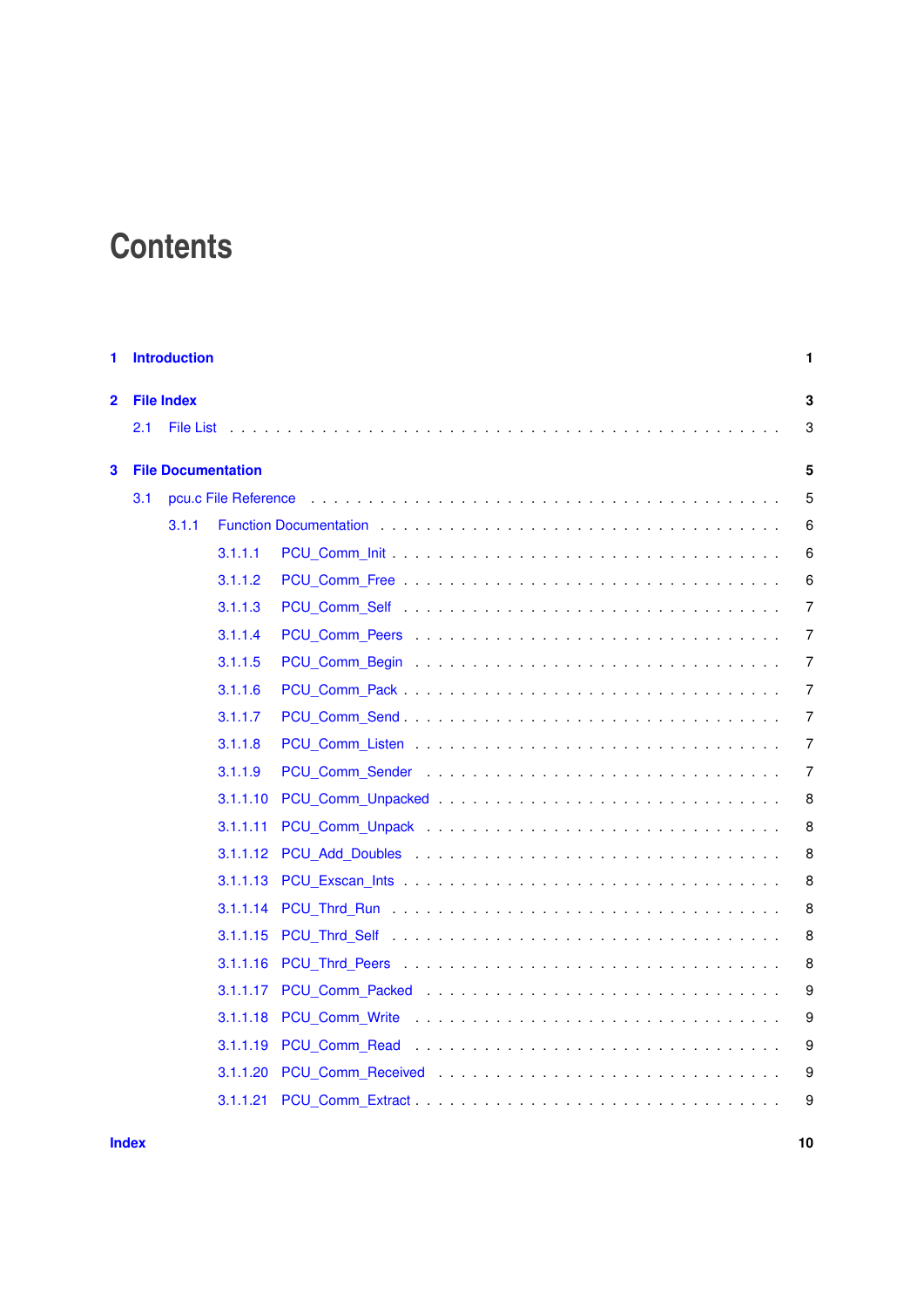# Contents

**1 Introduction** **1**

**2 File Index** **3**

- 2.1 File List . . . 3

**3 File Documentation** **5**

- 3.1 pcu.c File Reference . . . 5
  - 3.1.1 Function Documentation . . . 6
    - 3.1.1.1 PCU_Comm_Init . . . 6
    - 3.1.1.2 PCU_Comm_Free . . . 6
    - 3.1.1.3 PCU_Comm_Self . . . 7
    - 3.1.1.4 PCU_Comm_Peers . . . 7
    - 3.1.1.5 PCU_Comm_Begin . . . 7
    - 3.1.1.6 PCU_Comm_Pack . . . 7
    - 3.1.1.7 PCU_Comm_Send . . . 7
    - 3.1.1.8 PCU_Comm_Listen . . . 7
    - 3.1.1.9 PCU_Comm_Sender . . . 7
    - 3.1.1.10 PCU_Comm_Unpacked . . . 8
    - 3.1.1.11 PCU_Comm_Unpack . . . 8
    - 3.1.1.12 PCU_Add_Doubles . . . 8
    - 3.1.1.13 PCU_Exscan_Ints . . . 8
    - 3.1.1.14 PCU_Thrd_Run . . . 8
    - 3.1.1.15 PCU_Thrd_Self . . . 8
    - 3.1.1.16 PCU_Thrd_Peers . . . 8
    - 3.1.1.17 PCU_Comm_Packed . . . 9
    - 3.1.1.18 PCU_Comm_Write . . . 9
    - 3.1.1.19 PCU_Comm_Read . . . 9
    - 3.1.1.20 PCU_Comm_Received . . . 9
    - 3.1.1.21 PCU_Comm_Extract . . . 9

**Index** **10**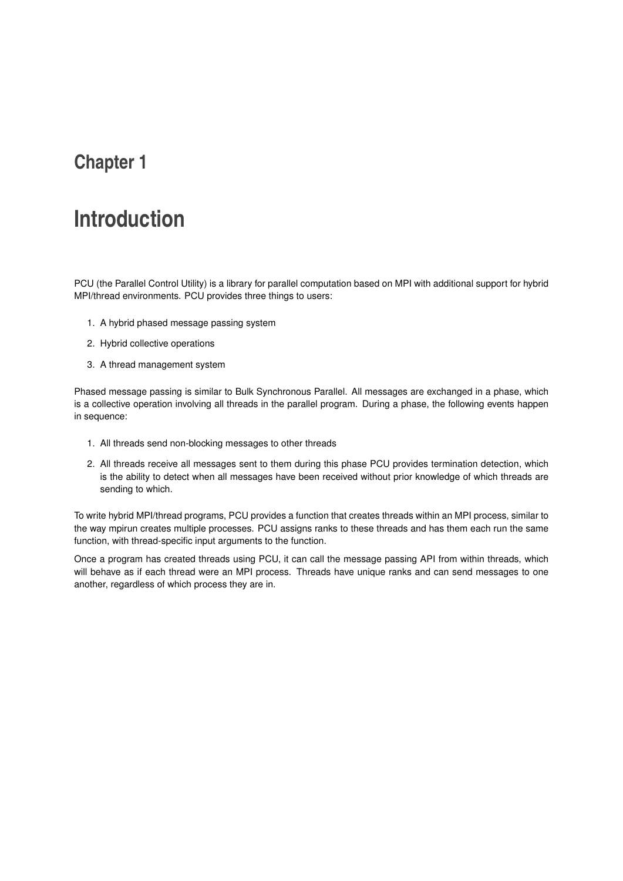# Chapter 1

# Introduction

PCU (the Parallel Control Utility) is a library for parallel computation based on MPI with additional support for hybrid MPI/thread environments. PCU provides three things to users:

1. A hybrid phased message passing system
2. Hybrid collective operations
3. A thread management system

Phased message passing is similar to Bulk Synchronous Parallel. All messages are exchanged in a phase, which is a collective operation involving all threads in the parallel program. During a phase, the following events happen in sequence:

1. All threads send non-blocking messages to other threads
2. All threads receive all messages sent to them during this phase PCU provides termination detection, which is the ability to detect when all messages have been received without prior knowledge of which threads are sending to which.

To write hybrid MPI/thread programs, PCU provides a function that creates threads within an MPI process, similar to the way mpirun creates multiple processes. PCU assigns ranks to these threads and has them each run the same function, with thread-specific input arguments to the function.

Once a program has created threads using PCU, it can call the message passing API from within threads, which will behave as if each thread were an MPI process. Threads have unique ranks and can send messages to one another, regardless of which process they are in.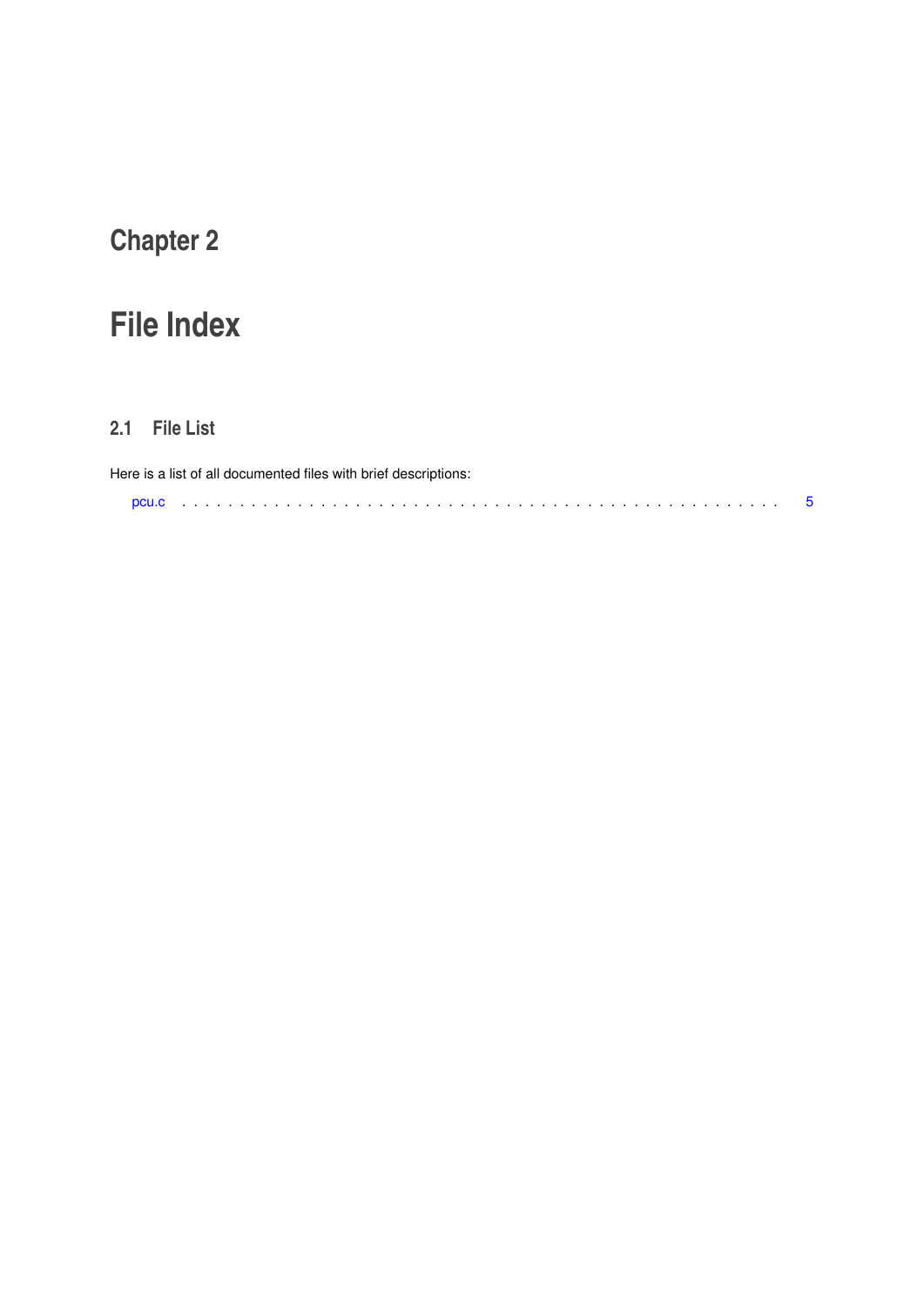# Chapter 2

# File Index

## 2.1 File List

Here is a list of all documented files with brief descriptions:

pcu.c . . . . . . . . . . . . . . . . . . . . . . . . . . . . . . . . . . . . . . . . . . . . . . . . . . . . 5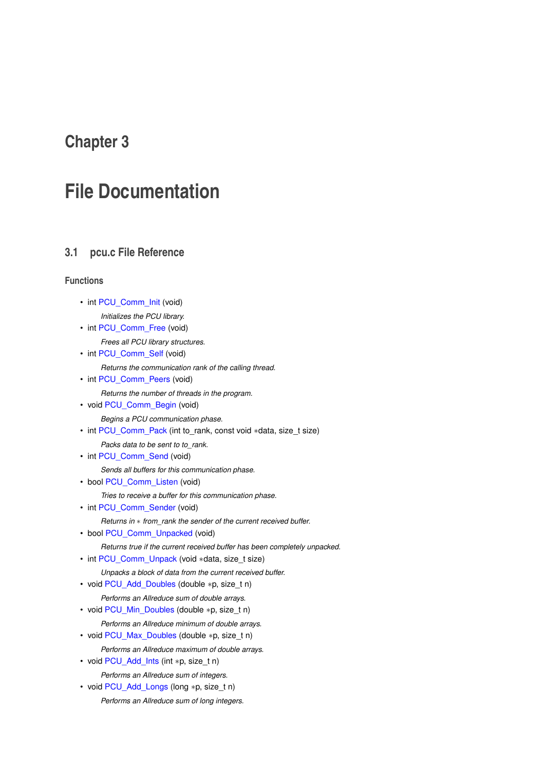# Chapter 3

# File Documentation

## 3.1 pcu.c File Reference

### Functions

- int PCU_Comm_Init (void)

  *Initializes the PCU library.*
- int PCU_Comm_Free (void)

  *Frees all PCU library structures.*
- int PCU_Comm_Self (void)

  *Returns the communication rank of the calling thread.*
- int PCU_Comm_Peers (void)

  *Returns the number of threads in the program.*
- void PCU_Comm_Begin (void)

  *Begins a PCU communication phase.*
- int PCU_Comm_Pack (int to_rank, const void ∗data, size_t size)

  *Packs data to be sent to to_rank.*
- int PCU_Comm_Send (void)

  *Sends all buffers for this communication phase.*
- bool PCU_Comm_Listen (void)

  *Tries to receive a buffer for this communication phase.*
- int PCU_Comm_Sender (void)

  *Returns in ∗ from_rank the sender of the current received buffer.*
- bool PCU_Comm_Unpacked (void)

  *Returns true if the current received buffer has been completely unpacked.*
- int PCU_Comm_Unpack (void ∗data, size_t size)

  *Unpacks a block of data from the current received buffer.*
- void PCU_Add_Doubles (double ∗p, size_t n)

  *Performs an Allreduce sum of double arrays.*
- void PCU_Min_Doubles (double ∗p, size_t n)

  *Performs an Allreduce minimum of double arrays.*
- void PCU_Max_Doubles (double ∗p, size_t n)

  *Performs an Allreduce maximum of double arrays.*
- void PCU_Add_Ints (int ∗p, size_t n)

  *Performs an Allreduce sum of integers.*
- void PCU_Add_Longs (long ∗p, size_t n)

  *Performs an Allreduce sum of long integers.*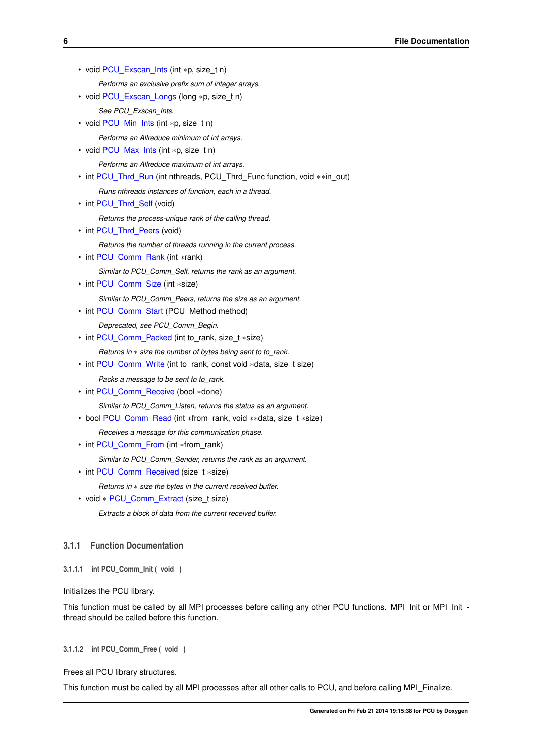- void PCU_Exscan_Ints (int *p, size_t n)

    *Performs an exclusive prefix sum of integer arrays.*
- void PCU_Exscan_Longs (long *p, size_t n)

    *See PCU_Exscan_Ints.*
- void PCU_Min_Ints (int *p, size_t n)

    *Performs an Allreduce minimum of int arrays.*
- void PCU_Max_Ints (int *p, size_t n)

    *Performs an Allreduce maximum of int arrays.*
- int PCU_Thrd_Run (int nthreads, PCU_Thrd_Func function, void **in_out)

    *Runs nthreads instances of function, each in a thread.*
- int PCU_Thrd_Self (void)

    *Returns the process-unique rank of the calling thread.*
- int PCU_Thrd_Peers (void)

    *Returns the number of threads running in the current process.*
- int PCU_Comm_Rank (int *rank)

    *Similar to PCU_Comm_Self, returns the rank as an argument.*
- int PCU_Comm_Size (int *size)

    *Similar to PCU_Comm_Peers, returns the size as an argument.*
- int PCU_Comm_Start (PCU_Method method)

    *Deprecated, see PCU_Comm_Begin.*
- int PCU_Comm_Packed (int to_rank, size_t *size)

    *Returns in * size the number of bytes being sent to to_rank.*
- int PCU_Comm_Write (int to_rank, const void *data, size_t size)

    *Packs a message to be sent to to_rank.*
- int PCU_Comm_Receive (bool *done)

    *Similar to PCU_Comm_Listen, returns the status as an argument.*
- bool PCU_Comm_Read (int *from_rank, void **data, size_t *size)

    *Receives a message for this communication phase.*
- int PCU_Comm_From (int *from_rank)

    *Similar to PCU_Comm_Sender, returns the rank as an argument.*
- int PCU_Comm_Received (size_t *size)

    *Returns in * size the bytes in the current received buffer.*
- void * PCU_Comm_Extract (size_t size)

    *Extracts a block of data from the current received buffer.*

### 3.1.1 Function Documentation

#### 3.1.1.1 int PCU_Comm_Init ( void )

Initializes the PCU library.

This function must be called by all MPI processes before calling any other PCU functions. MPI_Init or MPI_Init_thread should be called before this function.

#### 3.1.1.2 int PCU_Comm_Free ( void )

Frees all PCU library structures.

This function must be called by all MPI processes after all other calls to PCU, and before calling MPI_Finalize.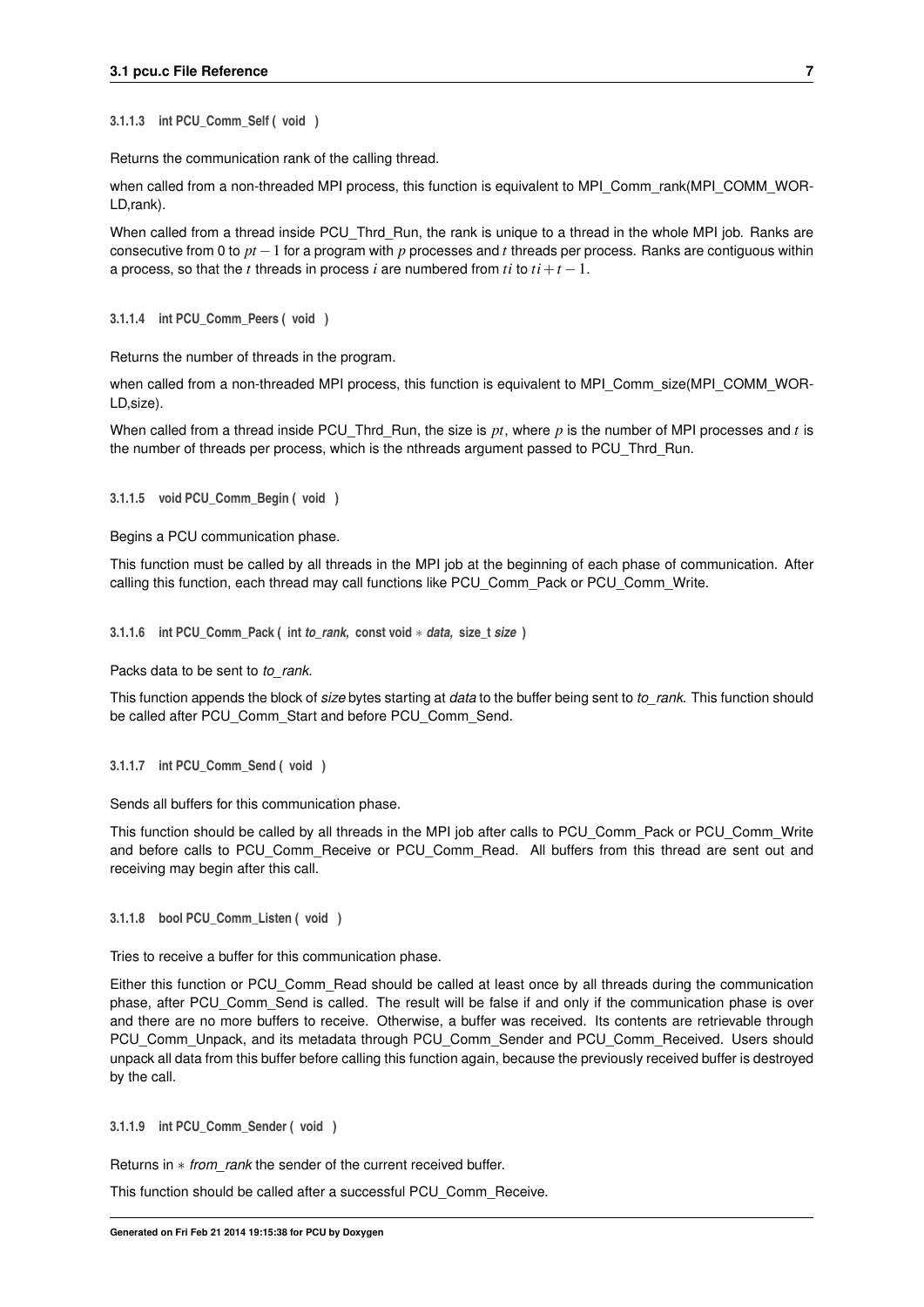#### 3.1.1.3 int PCU_Comm_Self ( void )

Returns the communication rank of the calling thread.

when called from a non-threaded MPI process, this function is equivalent to MPI_Comm_rank(MPI_COMM_WORLD,rank).

When called from a thread inside PCU_Thrd_Run, the rank is unique to a thread in the whole MPI job. Ranks are consecutive from 0 to $pt-1$ for a program with $p$ processes and $t$ threads per process. Ranks are contiguous within a process, so that the $t$ threads in process $i$ are numbered from $ti$ to $ti+t-1$.

#### 3.1.1.4 int PCU_Comm_Peers ( void )

Returns the number of threads in the program.

when called from a non-threaded MPI process, this function is equivalent to MPI_Comm_size(MPI_COMM_WORLD,size).

When called from a thread inside PCU_Thrd_Run, the size is $pt$, where $p$ is the number of MPI processes and $t$ is the number of threads per process, which is the nthreads argument passed to PCU_Thrd_Run.

#### 3.1.1.5 void PCU_Comm_Begin ( void )

Begins a PCU communication phase.

This function must be called by all threads in the MPI job at the beginning of each phase of communication. After calling this function, each thread may call functions like PCU_Comm_Pack or PCU_Comm_Write.

#### 3.1.1.6 int PCU_Comm_Pack ( int *to_rank,* const void * *data,* size_t *size* )

Packs data to be sent to *to_rank*.

This function appends the block of *size* bytes starting at *data* to the buffer being sent to *to_rank*. This function should be called after PCU_Comm_Start and before PCU_Comm_Send.

#### 3.1.1.7 int PCU_Comm_Send ( void )

Sends all buffers for this communication phase.

This function should be called by all threads in the MPI job after calls to PCU_Comm_Pack or PCU_Comm_Write and before calls to PCU_Comm_Receive or PCU_Comm_Read. All buffers from this thread are sent out and receiving may begin after this call.

#### 3.1.1.8 bool PCU_Comm_Listen ( void )

Tries to receive a buffer for this communication phase.

Either this function or PCU_Comm_Read should be called at least once by all threads during the communication phase, after PCU_Comm_Send is called. The result will be false if and only if the communication phase is over and there are no more buffers to receive. Otherwise, a buffer was received. Its contents are retrievable through PCU_Comm_Unpack, and its metadata through PCU_Comm_Sender and PCU_Comm_Received. Users should unpack all data from this buffer before calling this function again, because the previously received buffer is destroyed by the call.

#### 3.1.1.9 int PCU_Comm_Sender ( void )

Returns in * *from_rank* the sender of the current received buffer.

This function should be called after a successful PCU_Comm_Receive.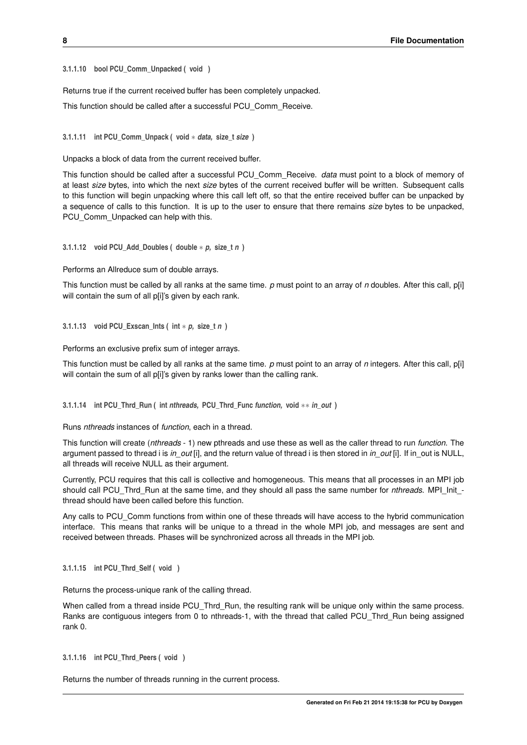#### 3.1.1.10 bool PCU_Comm_Unpacked ( void )

Returns true if the current received buffer has been completely unpacked.

This function should be called after a successful PCU_Comm_Receive.

#### 3.1.1.11 int PCU_Comm_Unpack ( void * *data*, size_t *size* )

Unpacks a block of data from the current received buffer.

This function should be called after a successful PCU_Comm_Receive. *data* must point to a block of memory of at least *size* bytes, into which the next *size* bytes of the current received buffer will be written. Subsequent calls to this function will begin unpacking where this call left off, so that the entire received buffer can be unpacked by a sequence of calls to this function. It is up to the user to ensure that there remains *size* bytes to be unpacked, PCU_Comm_Unpacked can help with this.

#### 3.1.1.12 void PCU_Add_Doubles ( double * *p*, size_t *n* )

Performs an Allreduce sum of double arrays.

This function must be called by all ranks at the same time. *p* must point to an array of *n* doubles. After this call, p[i] will contain the sum of all p[i]'s given by each rank.

#### 3.1.1.13 void PCU_Exscan_Ints ( int * *p*, size_t *n* )

Performs an exclusive prefix sum of integer arrays.

This function must be called by all ranks at the same time. *p* must point to an array of *n* integers. After this call, p[i] will contain the sum of all p[i]'s given by ranks lower than the calling rank.

#### 3.1.1.14 int PCU_Thrd_Run ( int *nthreads*, PCU_Thrd_Func *function*, void ** *in_out* )

Runs *nthreads* instances of *function*, each in a thread.

This function will create (*nthreads* - 1) new pthreads and use these as well as the caller thread to run *function*. The argument passed to thread i is *in_out* [i], and the return value of thread i is then stored in *in_out* [i]. If in_out is NULL, all threads will receive NULL as their argument.

Currently, PCU requires that this call is collective and homogeneous. This means that all processes in an MPI job should call PCU_Thrd_Run at the same time, and they should all pass the same number for *nthreads*. MPI_Init_thread should have been called before this function.

Any calls to PCU_Comm functions from within one of these threads will have access to the hybrid communication interface. This means that ranks will be unique to a thread in the whole MPI job, and messages are sent and received between threads. Phases will be synchronized across all threads in the MPI job.

#### 3.1.1.15 int PCU_Thrd_Self ( void )

Returns the process-unique rank of the calling thread.

When called from a thread inside PCU_Thrd_Run, the resulting rank will be unique only within the same process. Ranks are contiguous integers from 0 to nthreads-1, with the thread that called PCU_Thrd_Run being assigned rank 0.

#### 3.1.1.16 int PCU_Thrd_Peers ( void )

Returns the number of threads running in the current process.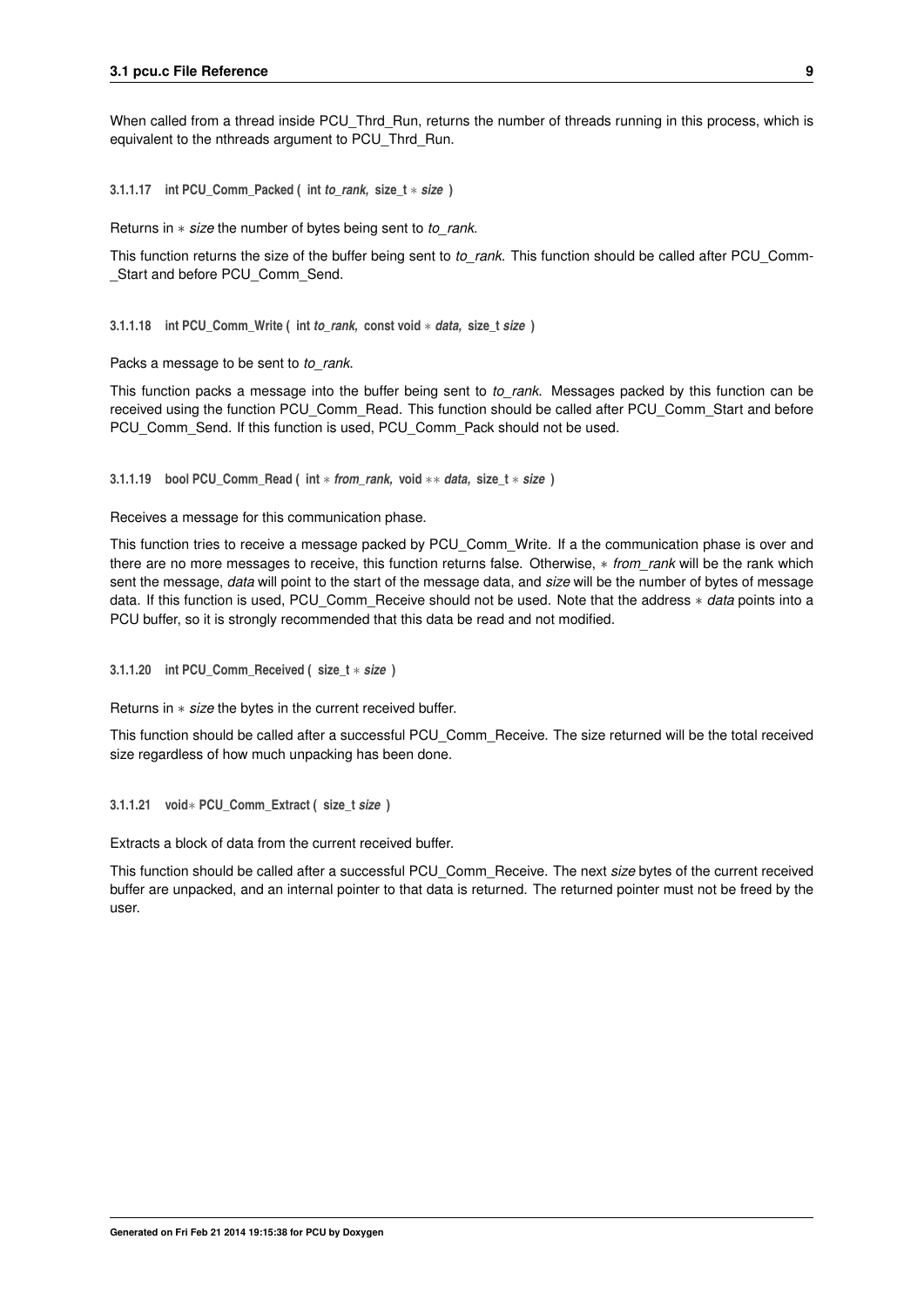When called from a thread inside PCU_Thrd_Run, returns the number of threads running in this process, which is equivalent to the nthreads argument to PCU_Thrd_Run.

#### 3.1.1.17 int PCU_Comm_Packed ( int *to_rank*, size_t ∗ *size* )

Returns in ∗ *size* the number of bytes being sent to *to_rank*.

This function returns the size of the buffer being sent to *to_rank*. This function should be called after PCU_Comm_Start and before PCU_Comm_Send.

#### 3.1.1.18 int PCU_Comm_Write ( int *to_rank*, const void ∗ *data*, size_t *size* )

Packs a message to be sent to *to_rank*.

This function packs a message into the buffer being sent to *to_rank*. Messages packed by this function can be received using the function PCU_Comm_Read. This function should be called after PCU_Comm_Start and before PCU_Comm_Send. If this function is used, PCU_Comm_Pack should not be used.

#### 3.1.1.19 bool PCU_Comm_Read ( int ∗ *from_rank*, void ∗∗ *data*, size_t ∗ *size* )

Receives a message for this communication phase.

This function tries to receive a message packed by PCU_Comm_Write. If a the communication phase is over and there are no more messages to receive, this function returns false. Otherwise, ∗ *from_rank* will be the rank which sent the message, *data* will point to the start of the message data, and *size* will be the number of bytes of message data. If this function is used, PCU_Comm_Receive should not be used. Note that the address ∗ *data* points into a PCU buffer, so it is strongly recommended that this data be read and not modified.

#### 3.1.1.20 int PCU_Comm_Received ( size_t ∗ *size* )

Returns in ∗ *size* the bytes in the current received buffer.

This function should be called after a successful PCU_Comm_Receive. The size returned will be the total received size regardless of how much unpacking has been done.

#### 3.1.1.21 void∗ PCU_Comm_Extract ( size_t *size* )

Extracts a block of data from the current received buffer.

This function should be called after a successful PCU_Comm_Receive. The next *size* bytes of the current received buffer are unpacked, and an internal pointer to that data is returned. The returned pointer must not be freed by the user.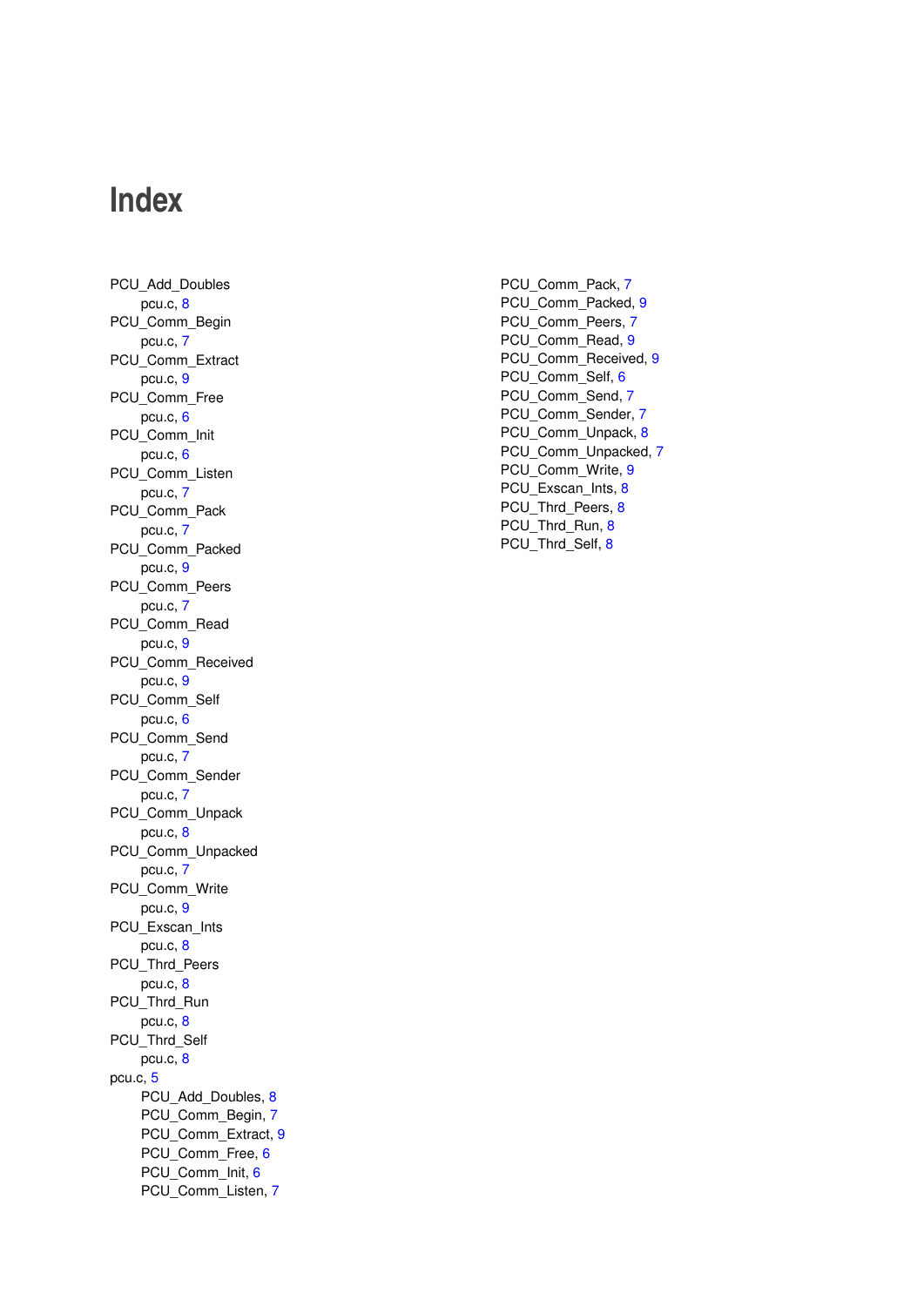# Index

PCU_Add_Doubles
  pcu.c, 8
PCU_Comm_Begin
  pcu.c, 7
PCU_Comm_Extract
  pcu.c, 9
PCU_Comm_Free
  pcu.c, 6
PCU_Comm_Init
  pcu.c, 6
PCU_Comm_Listen
  pcu.c, 7
PCU_Comm_Pack
  pcu.c, 7
PCU_Comm_Packed
  pcu.c, 9
PCU_Comm_Peers
  pcu.c, 7
PCU_Comm_Read
  pcu.c, 9
PCU_Comm_Received
  pcu.c, 9
PCU_Comm_Self
  pcu.c, 6
PCU_Comm_Send
  pcu.c, 7
PCU_Comm_Sender
  pcu.c, 7
PCU_Comm_Unpack
  pcu.c, 8
PCU_Comm_Unpacked
  pcu.c, 7
PCU_Comm_Write
  pcu.c, 9
PCU_Exscan_Ints
  pcu.c, 8
PCU_Thrd_Peers
  pcu.c, 8
PCU_Thrd_Run
  pcu.c, 8
PCU_Thrd_Self
  pcu.c, 8
pcu.c, 5
  PCU_Add_Doubles, 8
  PCU_Comm_Begin, 7
  PCU_Comm_Extract, 9
  PCU_Comm_Free, 6
  PCU_Comm_Init, 6
  PCU_Comm_Listen, 7
  PCU_Comm_Pack, 7
  PCU_Comm_Packed, 9
  PCU_Comm_Peers, 7
  PCU_Comm_Read, 9
  PCU_Comm_Received, 9
  PCU_Comm_Self, 6
  PCU_Comm_Send, 7
  PCU_Comm_Sender, 7
  PCU_Comm_Unpack, 8
  PCU_Comm_Unpacked, 7
  PCU_Comm_Write, 9
  PCU_Exscan_Ints, 8
  PCU_Thrd_Peers, 8
  PCU_Thrd_Run, 8
  PCU_Thrd_Self, 8